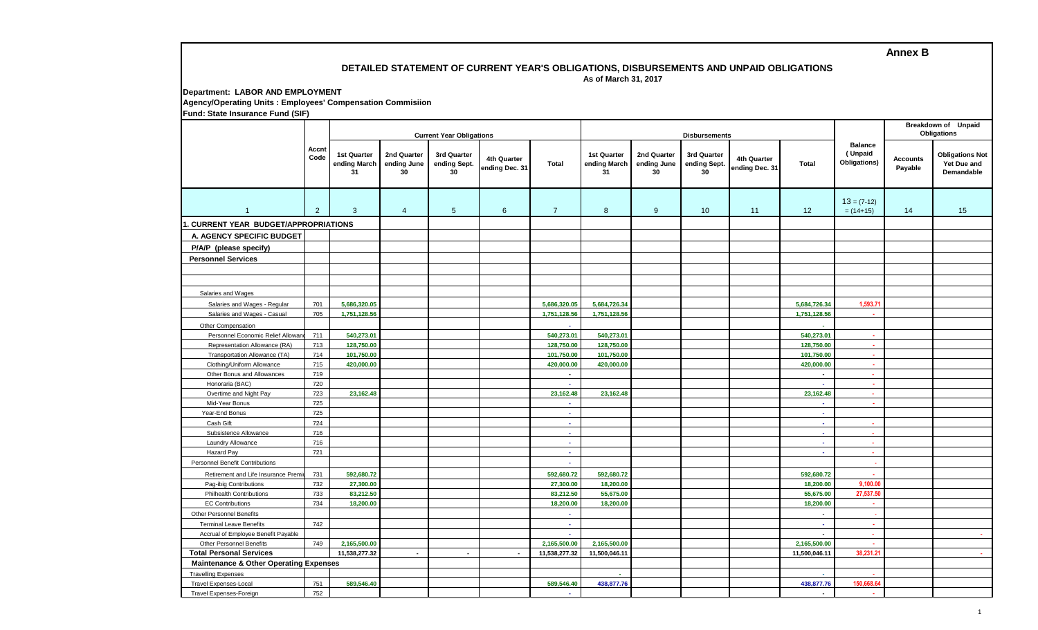**Annex B**

## DETAILED STATEMENT OF CURRENT YEAR'S OBLIGATIONS, DISBURSEMENTS AND UNPAID OBLIGATIONS

**As of March 31, 2017**

**Department: LABOR AND EMPLOYMENT**

**Agency/Operating Units : Employees' Compensation Commisiion**

**Fund: State Insurance Fund (SIF)**

| | Accnt Code | Current Year Obligations | | | | | Disbursements | | | | | Balance (Unpaid Obligations) | Breakdown of Unpaid Obligations | |
|---|---|---|---|---|---|---|---|---|---|---|---|---|---|---|
| | | 1st Quarter ending March 31 | 2nd Quarter ending June 30 | 3rd Quarter ending Sept. 30 | 4th Quarter ending Dec. 31 | Total | 1st Quarter ending March 31 | 2nd Quarter ending June 30 | 3rd Quarter ending Sept. 30 | 4th Quarter ending Dec. 31 | Total | | Accounts Payable | Obligations Not Yet Due and Demandable |
| 1 | 2 | 3 | 4 | 5 | 6 | 7 | 8 | 9 | 10 | 11 | 12 | 13 = (7-12) = (14+15) | 14 | 15 |
| **1. CURRENT YEAR BUDGET/APPROPRIATIONS** | | | | | | | | | | | | | | |
| **A. AGENCY SPECIFIC BUDGET** | | | | | | | | | | | | | | |
| **P/A/P (please specify)** | | | | | | | | | | | | | | |
| **Personnel Services** | | | | | | | | | | | | | | |
| | | | | | | | | | | | | | | |
| | | | | | | | | | | | | | | |
| Salaries and Wages | | | | | | | | | | | | | | |
| Salaries and Wages - Regular | 701 | 5,686,320.05 | | | | 5,686,320.05 | 5,684,726.34 | | | | 5,684,726.34 | 1,593.71 | | |
| Salaries and Wages - Casual | 705 | 1,751,128.56 | | | | 1,751,128.56 | 1,751,128.56 | | | | 1,751,128.56 | - | | |
| Other Compensation | | | | | | - | | | | | - | | | |
| Personnel Economic Relief Allowance | 711 | 540,273.01 | | | | 540,273.01 | 540,273.01 | | | | 540,273.01 | - | | |
| Representation Allowance (RA) | 713 | 128,750.00 | | | | 128,750.00 | 128,750.00 | | | | 128,750.00 | - | | |
| Transportation Allowance (TA) | 714 | 101,750.00 | | | | 101,750.00 | 101,750.00 | | | | 101,750.00 | - | | |
| Clothing/Uniform Allowance | 715 | 420,000.00 | | | | 420,000.00 | 420,000.00 | | | | 420,000.00 | - | | |
| Other Bonus and Allowances | 719 | | | | | - | | | | | - | - | | |
| Honoraria (BAC) | 720 | | | | | - | | | | | - | - | | |
| Overtime and Night Pay | 723 | 23,162.48 | | | | 23,162.48 | 23,162.48 | | | | 23,162.48 | - | | |
| Mid-Year Bonus | 725 | | | | | - | | | | | - | - | | |
| Year-End Bonus | 725 | | | | | - | | | | | - | | | |
| Cash Gift | 724 | | | | | - | | | | | - | - | | |
| Subsistence Allowance | 716 | | | | | - | | | | | - | - | | |
| Laundry Allowance | 716 | | | | | - | | | | | - | - | | |
| Hazard Pay | 721 | | | | | - | | | | | - | - | | |
| Personnel Benefit Contributions | | | | | | - | | | | | | - | | |
| Retirement and Life Insurance Premiums | 731 | 592,680.72 | | | | 592,680.72 | 592,680.72 | | | | 592,680.72 | - | | |
| Pag-ibig Contributions | 732 | 27,300.00 | | | | 27,300.00 | 18,200.00 | | | | 18,200.00 | 9,100.00 | | |
| Philhealth Contributions | 733 | 83,212.50 | | | | 83,212.50 | 55,675.00 | | | | 55,675.00 | 27,537.50 | | |
| EC Contributions | 734 | 18,200.00 | | | | 18,200.00 | 18,200.00 | | | | 18,200.00 | - | | |
| Other Personnel Benefits | | | | | | - | | | | | - | - | | |
| Terminal Leave Benefits | 742 | | | | | - | | | | | - | - | | |
| Accrual of Employee Benefit Payable | | | | | | - | | | | | - | - | | - |
| Other Personnel Benefits | 749 | 2,165,500.00 | | | | 2,165,500.00 | 2,165,500.00 | | | | 2,165,500.00 | - | | |
| **Total Personal Services** | | 11,538,277.32 | - | - | - | 11,538,277.32 | 11,500,046.11 | | | | 11,500,046.11 | 38,231.21 | | - |
| **Maintenance & Other Operating Expenses** | | | | | | | | | | | | | | |
| Travelling Expenses | | | | | | | - | | | | - | - | | |
| Travel Expenses-Local | 751 | 589,546.40 | | | | 589,546.40 | 438,877.76 | | | | 438,877.76 | 150,668.64 | | |
| Travel Expenses-Foreign | 752 | | | | | - | | | | | - | - | | |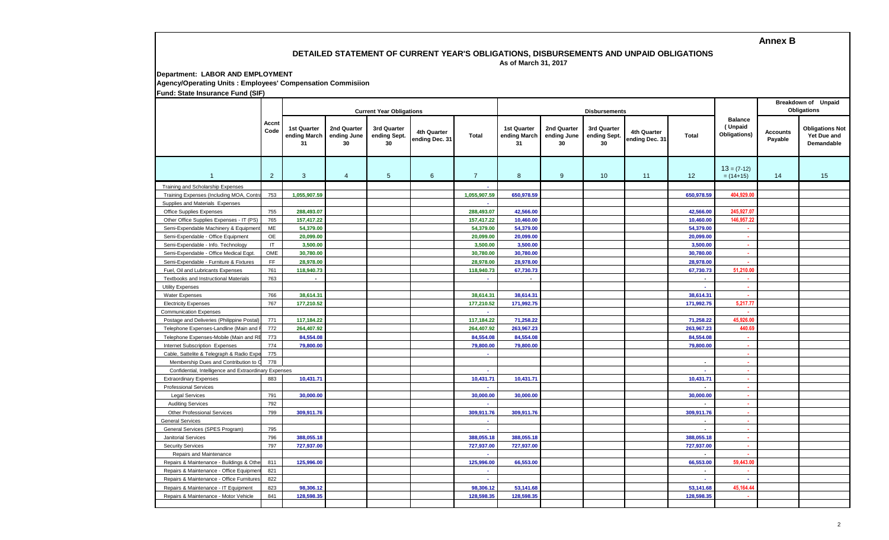**Annex B**

## DETAILED STATEMENT OF CURRENT YEAR'S OBLIGATIONS, DISBURSEMENTS AND UNPAID OBLIGATIONS

As of March 31, 2017

**Department: LABOR AND EMPLOYMENT**

**Agency/Operating Units : Employees' Compensation Commisiion**

**Fund: State Insurance Fund (SIF)**

| | Accnt Code | Current Year Obligations | | | | | Disbursements | | | | | Balance (Unpaid Obligations) | Breakdown of Unpaid Obligations | |
|---|---|---|---|---|---|---|---|---|---|---|---|---|---|---|
| | | 1st Quarter ending March 31 | 2nd Quarter ending June 30 | 3rd Quarter ending Sept. 30 | 4th Quarter ending Dec. 31 | Total | 1st Quarter ending March 31 | 2nd Quarter ending June 30 | 3rd Quarter ending Sept. 30 | 4th Quarter ending Dec. 31 | Total | | Accounts Payable | Obligations Not Yet Due and Demandable |
| 1 | 2 | 3 | 4 | 5 | 6 | 7 | 8 | 9 | 10 | 11 | 12 | 13 = (7-12) = (14+15) | 14 | 15 |
| Training and Scholarship Expenses | | | | | | - | | | | | | | | |
| Training Expenses (Including MOA, Contra | 753 | 1,055,907.59 | | | | 1,055,907.59 | 650,978.59 | | | | 650,978.59 | 404,929.00 | | |
| Supplies and Materials Expenses | | | | | | - | | | | | | | | |
| Office Supplies Expenses | 755 | 288,493.07 | | | | 288,493.07 | 42,566.00 | | | | 42,566.00 | 245,927.07 | | |
| Other Office Supplies Expenses - IT (PS) | 765 | 157,417.22 | | | | 157,417.22 | 10,460.00 | | | | 10,460.00 | 146,957.22 | | |
| Semi-Expendable Machinery & Equipment | ME | 54,379.00 | | | | 54,379.00 | 54,379.00 | | | | 54,379.00 | - | | |
| Semi-Expendable - Office Equipment | OE | 20,099.00 | | | | 20,099.00 | 20,099.00 | | | | 20,099.00 | - | | |
| Semi-Expendable - Info. Technology | IT | 3,500.00 | | | | 3,500.00 | 3,500.00 | | | | 3,500.00 | - | | |
| Semi-Expendable - Office Medical Eqpt. | OME | 30,780.00 | | | | 30,780.00 | 30,780.00 | | | | 30,780.00 | - | | |
| Semi-Expendable - Furniture & Fixtures | FF | 28,978.00 | | | | 28,978.00 | 28,978.00 | | | | 28,978.00 | - | | |
| Fuel, Oil and Lubricants Expenses | 761 | 118,940.73 | | | | 118,940.73 | 67,730.73 | | | | 67,730.73 | 51,210.00 | | |
| Textbooks and Instructional Materials | 763 | - | | | | - | - | | | | - | - | | |
| Utility Expenses | | | | | | | | | | | - | - | | |
| Water Expenses | 766 | 38,614.31 | | | | 38,614.31 | 38,614.31 | | | | 38,614.31 | - | | |
| Electricity Expenses | 767 | 177,210.52 | | | | 177,210.52 | 171,992.75 | | | | 171,992.75 | 5,217.77 | | |
| Communication Expenses | | | | | | - | | | | | | - | | |
| Postage and Deliveries (Philippine Postal) | 771 | 117,184.22 | | | | 117,184.22 | 71,258.22 | | | | 71,258.22 | 45,926.00 | | |
| Telephone Expenses-Landline (Main and F | 772 | 264,407.92 | | | | 264,407.92 | 263,967.23 | | | | 263,967.23 | 440.69 | | |
| Telephone Expenses-Mobile (Main and RE | 773 | 84,554.08 | | | | 84,554.08 | 84,554.08 | | | | 84,554.08 | - | | |
| Internet Subscription Expenses | 774 | 79,800.00 | | | | 79,800.00 | 79,800.00 | | | | 79,800.00 | - | | |
| Cable, Sattelite & Telegraph & Radio Expe | 775 | | | | | - | | | | | | - | | |
| Membership Dues and Contribution to C | 778 | | | | | | | | | | - | - | | |
| Confidential, Intelligence and Extraordinary Expenses | | | | | | - | | | | | - | - | | |
| Extraordinary Expenses | 883 | 10,431.71 | | | | 10,431.71 | 10,431.71 | | | | 10,431.71 | - | | |
| Professional Services | | | | | | - | | | | | - | - | | |
| Legal Services | 791 | 30,000.00 | | | | 30,000.00 | 30,000.00 | | | | 30,000.00 | - | | |
| Auditing Services | 792 | | | | | - | | | | | - | - | | |
| Other Professional Services | 799 | 309,911.76 | | | | 309,911.76 | 309,911.76 | | | | 309,911.76 | - | | |
| General Services | | | | | | - | | | | | - | - | | |
| General Services (SPES Program) | 795 | | | | | - | | | | | - | - | | |
| Janitorial Services | 796 | 388,055.18 | | | | 388,055.18 | 388,055.18 | | | | 388,055.18 | - | | |
| Security Services | 797 | 727,937.00 | | | | 727,937.00 | 727,937.00 | | | | 727,937.00 | - | | |
| Repairs and Maintenance | | | | | | - | | | | | - | - | | |
| Repairs & Maintenance - Buildings & Othe | 811 | 125,996.00 | | | | 125,996.00 | 66,553.00 | | | | 66,553.00 | 59,443.00 | | |
| Repairs & Maintenance - Office Equipment | 821 | | | | | - | | | | | - | - | | |
| Repairs & Maintenance - Office Furnitures | 822 | | | | | - | | | | | - | - | | |
| Repairs & Maintenance - IT Equipment | 823 | 98,306.12 | | | | 98,306.12 | 53,141.68 | | | | 53,141.68 | 45,164.44 | | |
| Repairs & Maintenance - Motor Vehicle | 841 | 128,598.35 | | | | 128,598.35 | 128,598.35 | | | | 128,598.35 | - | | |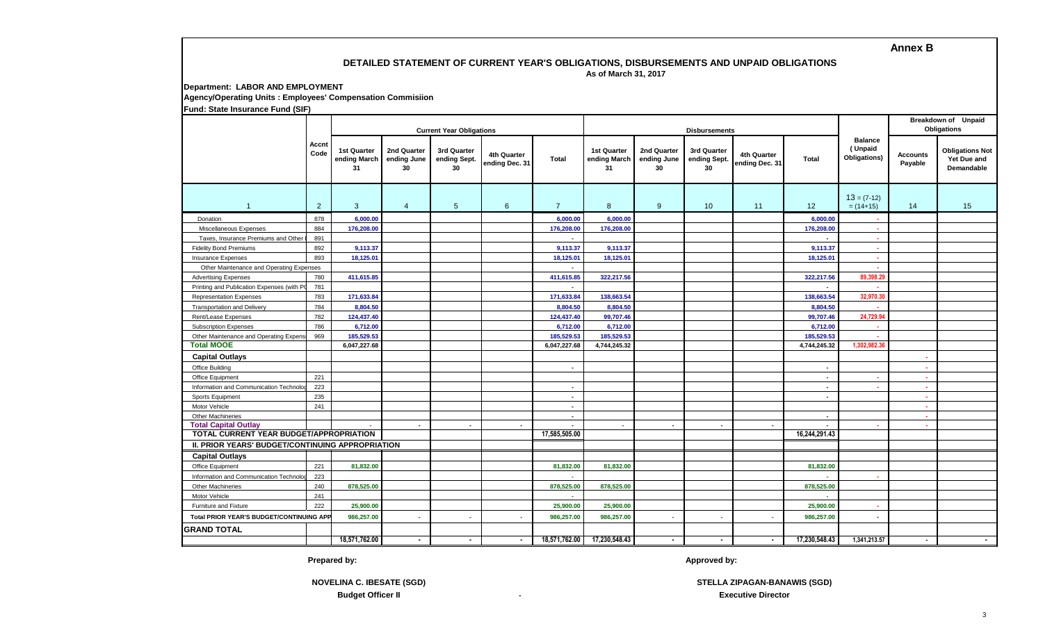**Annex B**

## DETAILED STATEMENT OF CURRENT YEAR'S OBLIGATIONS, DISBURSEMENTS AND UNPAID OBLIGATIONS

As of March 31, 2017

**Department: LABOR AND EMPLOYMENT**

**Agency/Operating Units : Employees' Compensation Commisiion**

**Fund: State Insurance Fund (SIF)**

| | Accnt Code | Current Year Obligations | | | | | Disbursements | | | | | Balance (Unpaid Obligations) | Breakdown of Unpaid Obligations | |
|---|---|---|---|---|---|---|---|---|---|---|---|---|---|---|
| | | 1st Quarter ending March 31 | 2nd Quarter ending June 30 | 3rd Quarter ending Sept. 30 | 4th Quarter ending Dec. 31 | Total | 1st Quarter ending March 31 | 2nd Quarter ending June 30 | 3rd Quarter ending Sept. 30 | 4th Quarter ending Dec. 31 | Total | | Accounts Payable | Obligations Not Yet Due and Demandable |
| 1 | 2 | 3 | 4 | 5 | 6 | 7 | 8 | 9 | 10 | 11 | 12 | 13 = (7-12) = (14+15) | 14 | 15 |
| Donation | 878 | 6,000.00 | | | | 6,000.00 | 6,000.00 | | | | 6,000.00 | - | | |
| Miscellaneous Expenses | 884 | 176,208.00 | | | | 176,208.00 | 176,208.00 | | | | 176,208.00 | - | | |
| Taxes, Insurance Premiums and Other | 891 | | | | | - | | | | | - | - | | |
| Fidelity Bond Premiums | 892 | 9,113.37 | | | | 9,113.37 | 9,113.37 | | | | 9,113.37 | - | | |
| Insurance Expenses | 893 | 18,125.01 | | | | 18,125.01 | 18,125.01 | | | | 18,125.01 | - | | |
| Other Maintenance and Operating Expenses | | | | | | - | | | | | | - | | |
| Advertising Expenses | 780 | 411,615.85 | | | | 411,615.85 | 322,217.56 | | | | 322,217.56 | 89,398.29 | | |
| Printing and Publication Expenses (with PC | 781 | | | | | - | | | | | - | - | | |
| Representation Expenses | 783 | 171,633.84 | | | | 171,633.84 | 138,663.54 | | | | 138,663.54 | 32,970.30 | | |
| Transportation and Delivery | 784 | 8,804.50 | | | | 8,804.50 | 8,804.50 | | | | 8,804.50 | - | | |
| Rent/Lease Expenses | 782 | 124,437.40 | | | | 124,437.40 | 99,707.46 | | | | 99,707.46 | 24,729.94 | | |
| Subscription Expenses | 786 | 6,712.00 | | | | 6,712.00 | 6,712.00 | | | | 6,712.00 | - | | |
| Other Maintenance and Operating Expens | 969 | 185,529.53 | | | | 185,529.53 | 185,529.53 | | | | 185,529.53 | - | | |
| **Total MOOE** | | 6,047,227.68 | | | | 6,047,227.68 | 4,744,245.32 | | | | 4,744,245.32 | 1,302,982.36 | | |
| **Capital Outlays** | | | | | | | | | | | | | - | |
| Office Building | | | | | | - | | | | | - | | - | |
| Office Equipment | 221 | | | | | | | | | | - | - | - | |
| Information and Communication Technolog | 223 | | | | | - | | | | | - | - | - | |
| Sports Equipment | 235 | | | | | - | | | | | - | | - | |
| Motor Vehicle | 241 | | | | | - | | | | | | | - | |
| Other Machineries | | | | | | - | | | | | - | | - | |
| **Total Capital Outlay** | | - | - | - | - | - | - | - | - | - | - | - | - | |
| **TOTAL CURRENT YEAR BUDGET/APPROPRIATION** | | | | | | 17,585,505.00 | | | | | 16,244,291.43 | | | |
| **II. PRIOR YEARS' BUDGET/CONTINUING APPROPRIATION** | | | | | | | | | | | | | | |
| **Capital Outlays** | | | | | | | | | | | | | | |
| Office Equipment | 221 | 81,832.00 | | | | 81,832.00 | 81,832.00 | | | | 81,832.00 | | | |
| Information and Communication Technolog | 223 | | | | | - | | | | | - | - | | |
| Other Machineries | 240 | 878,525.00 | | | | 878,525.00 | 878,525.00 | | | | 878,525.00 | | | |
| Motor Vehicle | 241 | | | | | - | | | | | - | | | |
| Furniture and Fixture | 222 | 25,900.00 | | | | 25,900.00 | 25,900.00 | | | | 25,900.00 | - | | |
| **Total PRIOR YEAR'S BUDGET/CONTINUING APP** | | 986,257.00 | - | - | - | 986,257.00 | 986,257.00 | - | - | - | 986,257.00 | - | | |
| **GRAND TOTAL** | | | | | | | | | | | | | | |
| | | 18,571,762.00 | - | - | - | 18,571,762.00 | 17,230,548.43 | - | - | - | 17,230,548.43 | 1,341,213.57 | - | - |

Prepared by:

**NOVELINA C. IBESATE (SGD)**
**Budget Officer II**

Approved by:

**STELLA ZIPAGAN-BANAWIS (SGD)**
**Executive Director**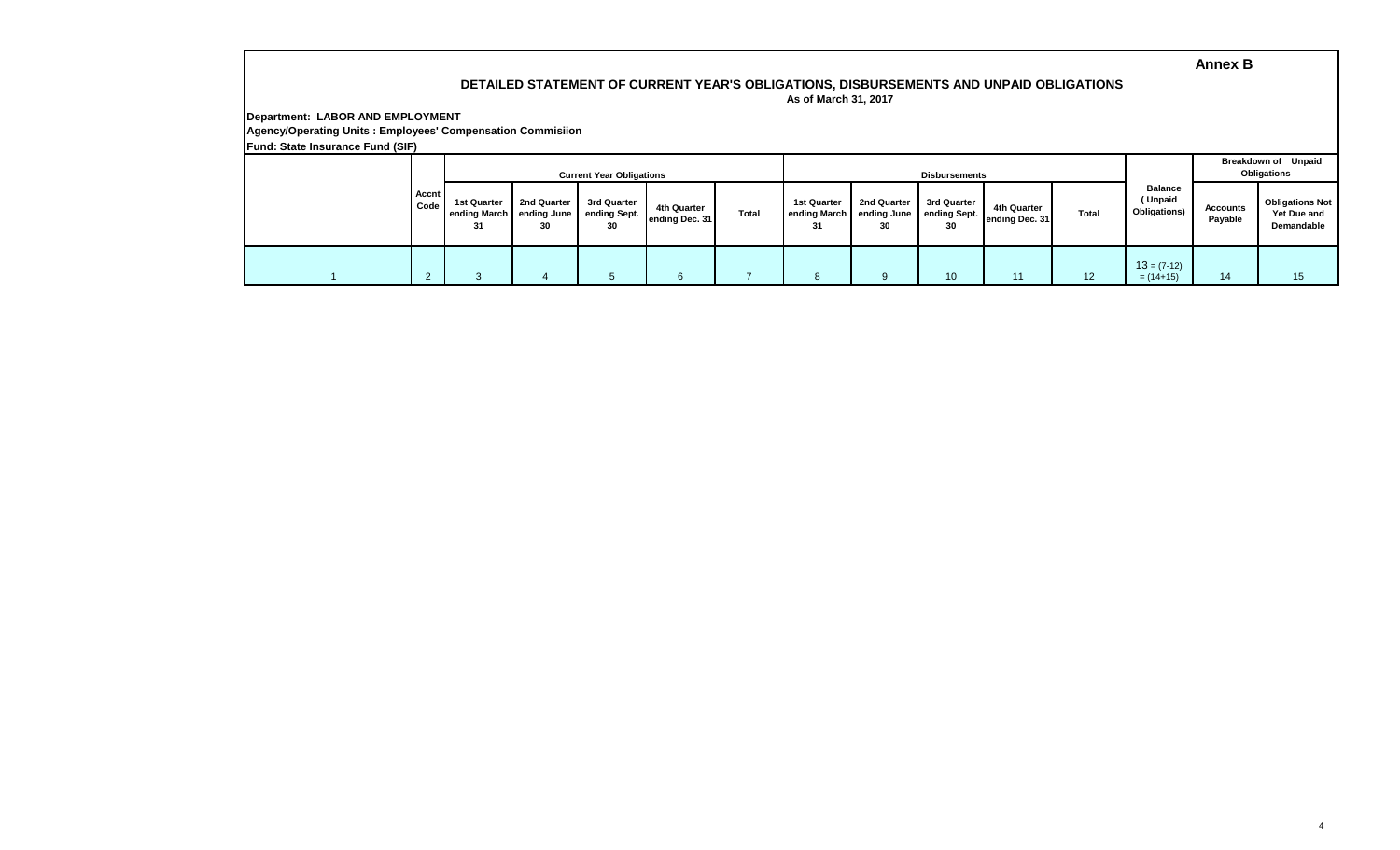**Annex B**

# DETAILED STATEMENT OF CURRENT YEAR'S OBLIGATIONS, DISBURSEMENTS AND UNPAID OBLIGATIONS

**As of March 31, 2017**

**Department: LABOR AND EMPLOYMENT**
**Agency/Operating Units : Employees' Compensation Commisiion**
**Fund: State Insurance Fund (SIF)**

| | Accnt Code | Current Year Obligations | | | | | Disbursements | | | | | Balance ( Unpaid Obligations) | Breakdown of Unpaid Obligations | |
|---|---|---|---|---|---|---|---|---|---|---|---|---|---|---|
| | | 1st Quarter ending March 31 | 2nd Quarter ending June 30 | 3rd Quarter ending Sept. 30 | 4th Quarter ending Dec. 31 | Total | 1st Quarter ending March 31 | 2nd Quarter ending June 30 | 3rd Quarter ending Sept. 30 | 4th Quarter ending Dec. 31 | Total | | Accounts Payable | Obligations Not Yet Due and Demandable |
| 1 | 2 | 3 | 4 | 5 | 6 | 7 | 8 | 9 | 10 | 11 | 12 | 13 = (7-12) = (14+15) | 14 | 15 |